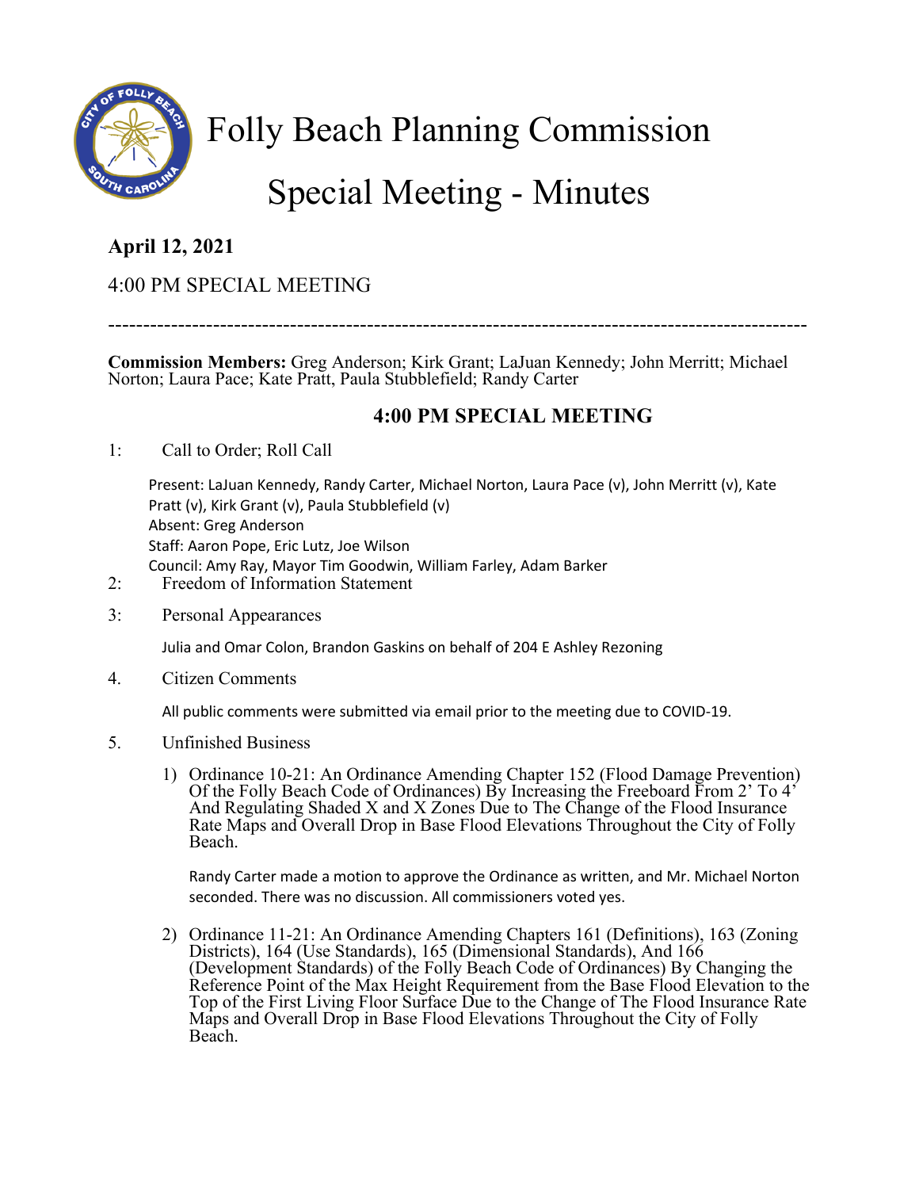# Folly Beach Planning Commission

# Special Meeting - Minutes

**April 12, 2021**

4:00 PM SPECIAL MEETING

---

**Commission Members:** Greg Anderson; Kirk Grant; LaJuan Kennedy; John Merritt; Michael Norton; Laura Pace; Kate Pratt, Paula Stubblefield; Randy Carter

## 4:00 PM SPECIAL MEETING

1: Call to Order; Roll Call

Present: LaJuan Kennedy, Randy Carter, Michael Norton, Laura Pace (v), John Merritt (v), Kate Pratt (v), Kirk Grant (v), Paula Stubblefield (v)
Absent: Greg Anderson
Staff: Aaron Pope, Eric Lutz, Joe Wilson
Council: Amy Ray, Mayor Tim Goodwin, William Farley, Adam Barker

2: Freedom of Information Statement

3: Personal Appearances

Julia and Omar Colon, Brandon Gaskins on behalf of 204 E Ashley Rezoning

4. Citizen Comments

All public comments were submitted via email prior to the meeting due to COVID-19.

5. Unfinished Business

1) Ordinance 10-21: An Ordinance Amending Chapter 152 (Flood Damage Prevention) Of the Folly Beach Code of Ordinances) By Increasing the Freeboard From 2' To 4' And Regulating Shaded X and X Zones Due to The Change of the Flood Insurance Rate Maps and Overall Drop in Base Flood Elevations Throughout the City of Folly Beach.

   Randy Carter made a motion to approve the Ordinance as written, and Mr. Michael Norton seconded. There was no discussion. All commissioners voted yes.

2) Ordinance 11-21: An Ordinance Amending Chapters 161 (Definitions), 163 (Zoning Districts), 164 (Use Standards), 165 (Dimensional Standards), And 166 (Development Standards) of the Folly Beach Code of Ordinances) By Changing the Reference Point of the Max Height Requirement from the Base Flood Elevation to the Top of the First Living Floor Surface Due to the Change of The Flood Insurance Rate Maps and Overall Drop in Base Flood Elevations Throughout the City of Folly Beach.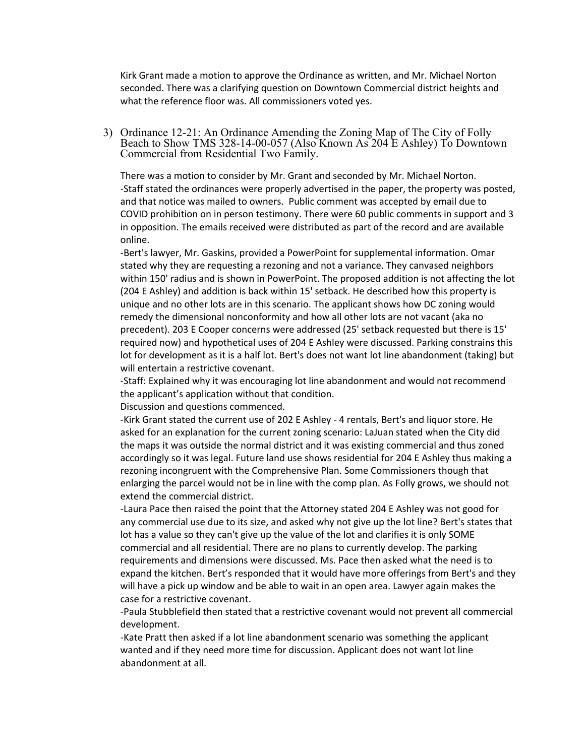Kirk Grant made a motion to approve the Ordinance as written, and Mr. Michael Norton seconded. There was a clarifying question on Downtown Commercial district heights and what the reference floor was. All commissioners voted yes.

3) Ordinance 12-21: An Ordinance Amending the Zoning Map of The City of Folly Beach to Show TMS 328-14-00-057 (Also Known As 204 E Ashley) To Downtown Commercial from Residential Two Family.

There was a motion to consider by Mr. Grant and seconded by Mr. Michael Norton.
-Staff stated the ordinances were properly advertised in the paper, the property was posted, and that notice was mailed to owners. Public comment was accepted by email due to COVID prohibition on in person testimony. There were 60 public comments in support and 3 in opposition. The emails received were distributed as part of the record and are available online.
-Bert's lawyer, Mr. Gaskins, provided a PowerPoint for supplemental information. Omar stated why they are requesting a rezoning and not a variance. They canvased neighbors within 150' radius and is shown in PowerPoint. The proposed addition is not affecting the lot (204 E Ashley) and addition is back within 15' setback. He described how this property is unique and no other lots are in this scenario. The applicant shows how DC zoning would remedy the dimensional nonconformity and how all other lots are not vacant (aka no precedent). 203 E Cooper concerns were addressed (25' setback requested but there is 15' required now) and hypothetical uses of 204 E Ashley were discussed. Parking constrains this lot for development as it is a half lot. Bert's does not want lot line abandonment (taking) but will entertain a restrictive covenant.
-Staff: Explained why it was encouraging lot line abandonment and would not recommend the applicant's application without that condition.
Discussion and questions commenced.
-Kirk Grant stated the current use of 202 E Ashley - 4 rentals, Bert's and liquor store. He asked for an explanation for the current zoning scenario: LaJuan stated when the City did the maps it was outside the normal district and it was existing commercial and thus zoned accordingly so it was legal. Future land use shows residential for 204 E Ashley thus making a rezoning incongruent with the Comprehensive Plan. Some Commissioners though that enlarging the parcel would not be in line with the comp plan. As Folly grows, we should not extend the commercial district.
-Laura Pace then raised the point that the Attorney stated 204 E Ashley was not good for any commercial use due to its size, and asked why not give up the lot line? Bert's states that lot has a value so they can't give up the value of the lot and clarifies it is only SOME commercial and all residential. There are no plans to currently develop. The parking requirements and dimensions were discussed. Ms. Pace then asked what the need is to expand the kitchen. Bert's responded that it would have more offerings from Bert's and they will have a pick up window and be able to wait in an open area. Lawyer again makes the case for a restrictive covenant.
-Paula Stubblefield then stated that a restrictive covenant would not prevent all commercial development.
-Kate Pratt then asked if a lot line abandonment scenario was something the applicant wanted and if they need more time for discussion. Applicant does not want lot line abandonment at all.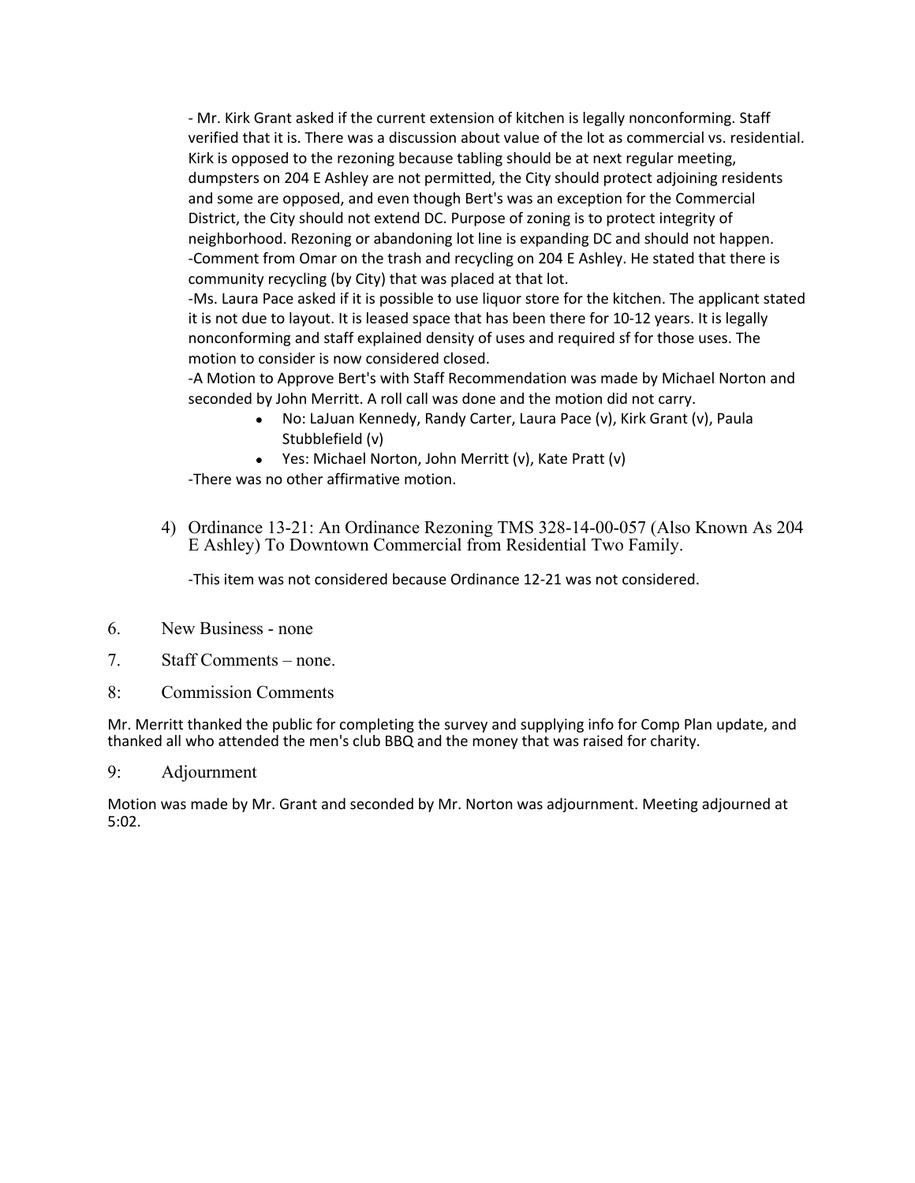- Mr. Kirk Grant asked if the current extension of kitchen is legally nonconforming. Staff verified that it is. There was a discussion about value of the lot as commercial vs. residential. Kirk is opposed to the rezoning because tabling should be at next regular meeting, dumpsters on 204 E Ashley are not permitted, the City should protect adjoining residents and some are opposed, and even though Bert's was an exception for the Commercial District, the City should not extend DC. Purpose of zoning is to protect integrity of neighborhood. Rezoning or abandoning lot line is expanding DC and should not happen.
-Comment from Omar on the trash and recycling on 204 E Ashley. He stated that there is community recycling (by City) that was placed at that lot.
-Ms. Laura Pace asked if it is possible to use liquor store for the kitchen. The applicant stated it is not due to layout. It is leased space that has been there for 10-12 years. It is legally nonconforming and staff explained density of uses and required sf for those uses. The motion to consider is now considered closed.
-A Motion to Approve Bert's with Staff Recommendation was made by Michael Norton and seconded by John Merritt. A roll call was done and the motion did not carry.

- No: LaJuan Kennedy, Randy Carter, Laura Pace (v), Kirk Grant (v), Paula Stubblefield (v)
- Yes: Michael Norton, John Merritt (v), Kate Pratt (v)

-There was no other affirmative motion.

4) Ordinance 13-21: An Ordinance Rezoning TMS 328-14-00-057 (Also Known As 204 E Ashley) To Downtown Commercial from Residential Two Family.

   -This item was not considered because Ordinance 12-21 was not considered.

6. New Business - none

7. Staff Comments – none.

8: Commission Comments

Mr. Merritt thanked the public for completing the survey and supplying info for Comp Plan update, and thanked all who attended the men's club BBQ and the money that was raised for charity.

9: Adjournment

Motion was made by Mr. Grant and seconded by Mr. Norton was adjournment. Meeting adjourned at 5:02.